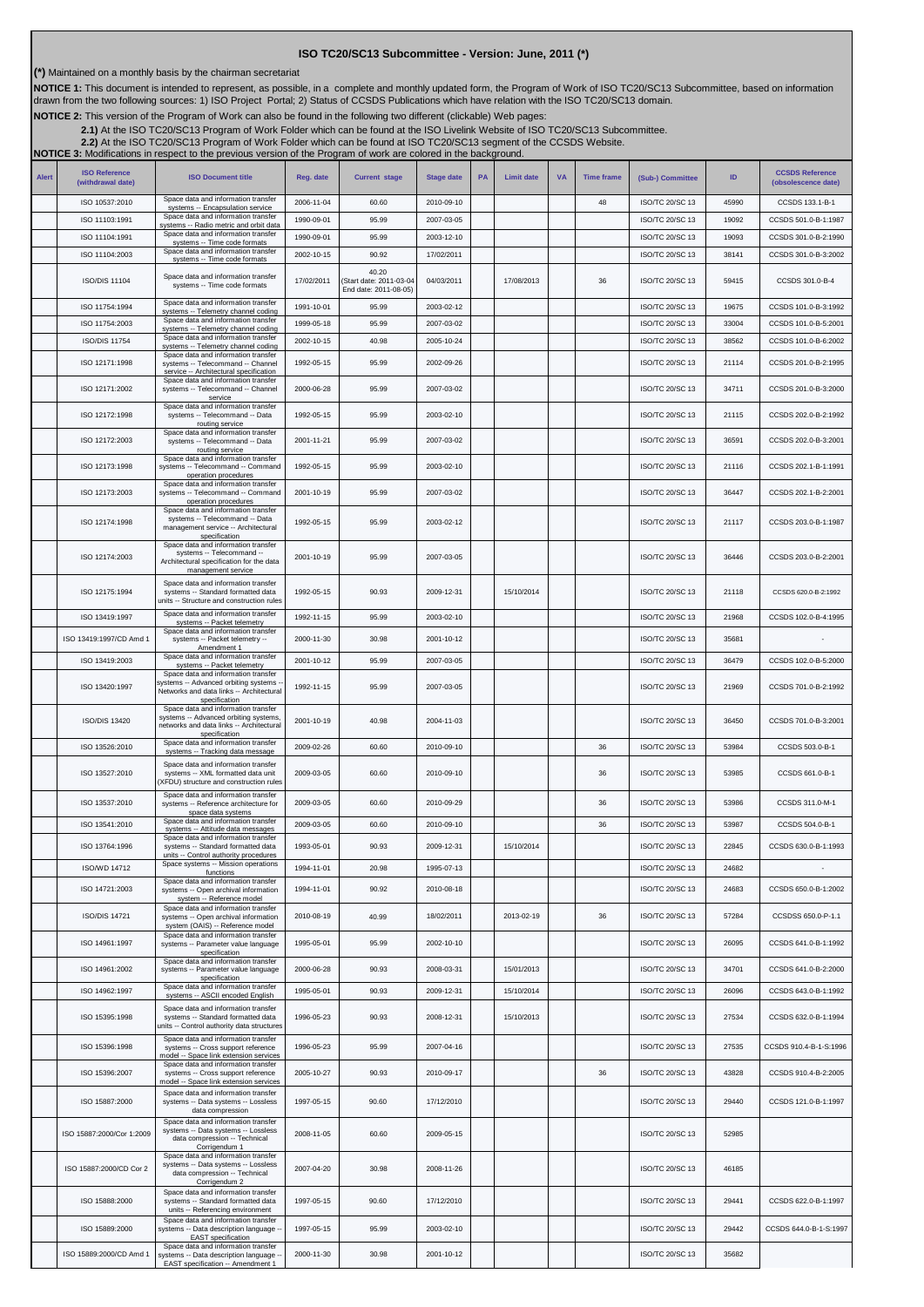# ISO TC20/SC13 Subcommittee - Version: June, 2011 (*)

**(*)** Maintained on a monthly basis by the chairman secretariat

**NOTICE 1:** This document is intended to represent, as possible, in a complete and monthly updated form, the Program of Work of ISO TC20/SC13 Subcommittee, based on information drawn from the two following sources: 1) ISO Project Portal; 2) Status of CCSDS Publications which have relation with the ISO TC20/SC13 domain.

**NOTICE 2:** This version of the Program of Work can also be found in the following two different (clickable) Web pages:

**2.1)** At the ISO TC20/SC13 Program of Work Folder which can be found at the ISO Livelink Website of ISO TC20/SC13 Subcommittee.

**2.2)** At the ISO TC20/SC13 Program of Work Folder which can be found at ISO TC20/SC13 segment of the CCSDS Website.

**NOTICE 3:** Modifications in respect to the previous version of the Program of work are colored in the background.

| Alert | ISO Reference (withdrawal date) | ISO Document title | Reg. date | Current stage | Stage date | PA | Limit date | VA | Time frame | (Sub-) Committee | ID | CCSDS Reference (obsolescence date) |
|---|---|---|---|---|---|---|---|---|---|---|---|---|
| | ISO 10537:2010 | Space data and information transfer systems -- Encapsulation service | 2006-11-04 | 60.60 | 2010-09-10 | | | | 48 | ISO/TC 20/SC 13 | 45990 | CCSDS 133.1-B-1 |
| | ISO 11103:1991 | Space data and information transfer systems -- Radio metric and orbit data | 1990-09-01 | 95.99 | 2007-03-05 | | | | | ISO/TC 20/SC 13 | 19092 | CCSDS 501.0-B-1:1987 |
| | ISO 11104:1991 | Space data and information transfer systems -- Time code formats | 1990-09-01 | 95.99 | 2003-12-10 | | | | | ISO/TC 20/SC 13 | 19093 | CCSDS 301.0-B-2:1990 |
| | ISO 11104:2003 | Space data and information transfer systems -- Time code formats | 2002-10-15 | 90.92 | 17/02/2011 | | | | | ISO/TC 20/SC 13 | 38141 | CCSDS 301.0-B-3:2002 |
| | ISO/DIS 11104 | Space data and information transfer systems -- Time code formats | 17/02/2011 | 40.20 (Start date: 2011-03-04 End date: 2011-08-05) | 04/03/2011 | | 17/08/2013 | | 36 | ISO/TC 20/SC 13 | 59415 | CCSDS 301.0-B-4 |
| | ISO 11754:1994 | Space data and information transfer systems -- Telemetry channel coding | 1991-10-01 | 95.99 | 2003-02-12 | | | | | ISO/TC 20/SC 13 | 19675 | CCSDS 101.0-B-3:1992 |
| | ISO 11754:2003 | Space data and information transfer systems -- Telemetry channel coding | 1999-05-18 | 95.99 | 2007-03-02 | | | | | ISO/TC 20/SC 13 | 33004 | CCSDS 101.0-B-5:2001 |
| | ISO/DIS 11754 | Space data and information transfer systems -- Telemetry channel coding | 2002-10-15 | 40.98 | 2005-10-24 | | | | | ISO/TC 20/SC 13 | 38562 | CCSDS 101.0-B-6:2002 |
| | ISO 12171:1998 | Space data and information transfer systems -- Telecommand -- Channel service -- Architectural specification | 1992-05-15 | 95.99 | 2002-09-26 | | | | | ISO/TC 20/SC 13 | 21114 | CCSDS 201.0-B-2:1995 |
| | ISO 12171:2002 | Space data and information transfer systems -- Telecommand -- Channel service | 2000-06-28 | 95.99 | 2007-03-02 | | | | | ISO/TC 20/SC 13 | 34711 | CCSDS 201.0-B-3:2000 |
| | ISO 12172:1998 | Space data and information transfer systems -- Telecommand -- Data routing service | 1992-05-15 | 95.99 | 2003-02-10 | | | | | ISO/TC 20/SC 13 | 21115 | CCSDS 202.0-B-2:1992 |
| | ISO 12172:2003 | Space data and information transfer systems -- Telecommand -- Data routing service | 2001-11-21 | 95.99 | 2007-03-02 | | | | | ISO/TC 20/SC 13 | 36591 | CCSDS 202.0-B-3:2001 |
| | ISO 12173:1998 | Space data and information transfer systems -- Telecommand -- Command operation procedures | 1992-05-15 | 95.99 | 2003-02-10 | | | | | ISO/TC 20/SC 13 | 21116 | CCSDS 202.1-B-1:1991 |
| | ISO 12173:2003 | Space data and information transfer systems -- Telecommand -- Command operation procedures | 2001-10-19 | 95.99 | 2007-03-02 | | | | | ISO/TC 20/SC 13 | 36447 | CCSDS 202.1-B-2:2001 |
| | ISO 12174:1998 | Space data and information transfer systems -- Telecommand -- Data management service -- Architectural specification | 1992-05-15 | 95.99 | 2003-02-12 | | | | | ISO/TC 20/SC 13 | 21117 | CCSDS 203.0-B-1:1987 |
| | ISO 12174:2003 | Space data and information transfer systems -- Telecommand -- Architectural specification for the data management service | 2001-10-19 | 95.99 | 2007-03-05 | | | | | ISO/TC 20/SC 13 | 36446 | CCSDS 203.0-B-2:2001 |
| | ISO 12175:1994 | Space data and information transfer systems -- Standard formatted data units -- Structure and construction rules | 1992-05-15 | 90.93 | 2009-12-31 | | 15/10/2014 | | | ISO/TC 20/SC 13 | 21118 | CCSDS 620.0-B-2:1992 |
| | ISO 13419:1997 | Space data and information transfer systems -- Packet telemetry | 1992-11-15 | 95.99 | 2003-02-10 | | | | | ISO/TC 20/SC 13 | 21968 | CCSDS 102.0-B-4:1995 |
| | ISO 13419:1997/CD Amd 1 | Space data and information transfer systems -- Packet telemetry -- Amendment 1 | 2000-11-30 | 30.98 | 2001-10-12 | | | | | ISO/TC 20/SC 13 | 35681 | - |
| | ISO 13419:2003 | Space data and information transfer systems -- Packet telemetry | 2001-10-12 | 95.99 | 2007-03-05 | | | | | ISO/TC 20/SC 13 | 36479 | CCSDS 102.0-B-5:2000 |
| | ISO 13420:1997 | Space data and information transfer systems -- Advanced orbiting systems -- Networks and data links -- Architectural specification | 1992-11-15 | 95.99 | 2007-03-05 | | | | | ISO/TC 20/SC 13 | 21969 | CCSDS 701.0-B-2:1992 |
| | ISO/DIS 13420 | Space data and information transfer systems -- Advanced orbiting systems, networks and data links -- Architectural specification | 2001-10-19 | 40.98 | 2004-11-03 | | | | | ISO/TC 20/SC 13 | 36450 | CCSDS 701.0-B-3:2001 |
| | ISO 13526:2010 | Space data and information transfer systems -- Tracking data message | 2009-02-26 | 60.60 | 2010-09-10 | | | | 36 | ISO/TC 20/SC 13 | 53984 | CCSDS 503.0-B-1 |
| | ISO 13527:2010 | Space data and information transfer systems -- XML formatted data unit (XFDU) structure and construction rules | 2009-03-05 | 60.60 | 2010-09-10 | | | | 36 | ISO/TC 20/SC 13 | 53985 | CCSDS 661.0-B-1 |
| | ISO 13537:2010 | Space data and information transfer systems -- Reference architecture for space data systems | 2009-03-05 | 60.60 | 2010-09-29 | | | | 36 | ISO/TC 20/SC 13 | 53986 | CCSDS 311.0-M-1 |
| | ISO 13541:2010 | Space data and information transfer systems -- Attitude data messages | 2009-03-05 | 60.60 | 2010-09-10 | | | | 36 | ISO/TC 20/SC 13 | 53987 | CCSDS 504.0-B-1 |
| | ISO 13764:1996 | Space data and information transfer systems -- Standard formatted data units -- Control authority procedures | 1993-05-01 | 90.93 | 2009-12-31 | | 15/10/2014 | | | ISO/TC 20/SC 13 | 22845 | CCSDS 630.0-B-1:1993 |
| | ISO/WD 14712 | Space systems -- Mission operations functions | 1994-11-01 | 20.98 | 1995-07-13 | | | | | ISO/TC 20/SC 13 | 24682 | - |
| | ISO 14721:2003 | Space data and information transfer systems -- Open archival information system -- Reference model | 1994-11-01 | 90.92 | 2010-08-18 | | | | | ISO/TC 20/SC 13 | 24683 | CCSDS 650.0-B-1:2002 |
| | ISO/DIS 14721 | Space data and information transfer systems -- Open archival information system (OAIS) -- Reference model | 2010-08-19 | 40.99 | 18/02/2011 | | 2013-02-19 | | 36 | ISO/TC 20/SC 13 | 57284 | CCSDSS 650.0-P-1.1 |
| | ISO 14961:1997 | Space data and information transfer systems -- Parameter value language specification | 1995-05-01 | 95.99 | 2002-10-10 | | | | | ISO/TC 20/SC 13 | 26095 | CCSDS 641.0-B-1:1992 |
| | ISO 14961:2002 | Space data and information transfer systems -- Parameter value language specification | 2000-06-28 | 90.93 | 2008-03-31 | | 15/01/2013 | | | ISO/TC 20/SC 13 | 34701 | CCSDS 641.0-B-2:2000 |
| | ISO 14962:1997 | Space data and information transfer systems -- ASCII encoded English | 1995-05-01 | 90.93 | 2009-12-31 | | 15/10/2014 | | | ISO/TC 20/SC 13 | 26096 | CCSDS 643.0-B-1:1992 |
| | ISO 15395:1998 | Space data and information transfer systems -- Standard formatted data units -- Control authority data structures | 1996-05-23 | 90.93 | 2008-12-31 | | 15/10/2013 | | | ISO/TC 20/SC 13 | 27534 | CCSDS 632.0-B-1:1994 |
| | ISO 15396:1998 | Space data and information transfer systems -- Cross support reference model -- Space link extension services | 1996-05-23 | 95.99 | 2007-04-16 | | | | | ISO/TC 20/SC 13 | 27535 | CCSDS 910.4-B-1-S:1996 |
| | ISO 15396:2007 | Space data and information transfer systems -- Cross support reference model -- Space link extension services | 2005-10-27 | 90.93 | 2010-09-17 | | | | 36 | ISO/TC 20/SC 13 | 43828 | CCSDS 910.4-B-2:2005 |
| | ISO 15887:2000 | Space data and information transfer systems -- Data systems -- Lossless data compression | 1997-05-15 | 90.60 | 17/12/2010 | | | | | ISO/TC 20/SC 13 | 29440 | CCSDS 121.0-B-1:1997 |
| | ISO 15887:2000/Cor 1:2009 | Space data and information transfer systems -- Data systems -- Lossless data compression -- Technical Corrigendum 1 | 2008-11-05 | 60.60 | 2009-05-15 | | | | | ISO/TC 20/SC 13 | 52985 | |
| | ISO 15887:2000/CD Cor 2 | Space data and information transfer systems -- Data systems -- Lossless data compression -- Technical Corrigendum 2 | 2007-04-20 | 30.98 | 2008-11-26 | | | | | ISO/TC 20/SC 13 | 46185 | |
| | ISO 15888:2000 | Space data and information transfer systems -- Standard formatted data units -- Referencing environment | 1997-05-15 | 90.60 | 17/12/2010 | | | | | ISO/TC 20/SC 13 | 29441 | CCSDS 622.0-B-1:1997 |
| | ISO 15889:2000 | Space data and information transfer systems -- Data description language -- EAST specification | 1997-05-15 | 95.99 | 2003-02-10 | | | | | ISO/TC 20/SC 13 | 29442 | CCSDS 644.0-B-1-S:1997 |
| | ISO 15889:2000/CD Amd 1 | Space data and information transfer systems -- Data description language -- EAST specification -- Amendment 1 | 2000-11-30 | 30.98 | 2001-10-12 | | | | | ISO/TC 20/SC 13 | 35682 | |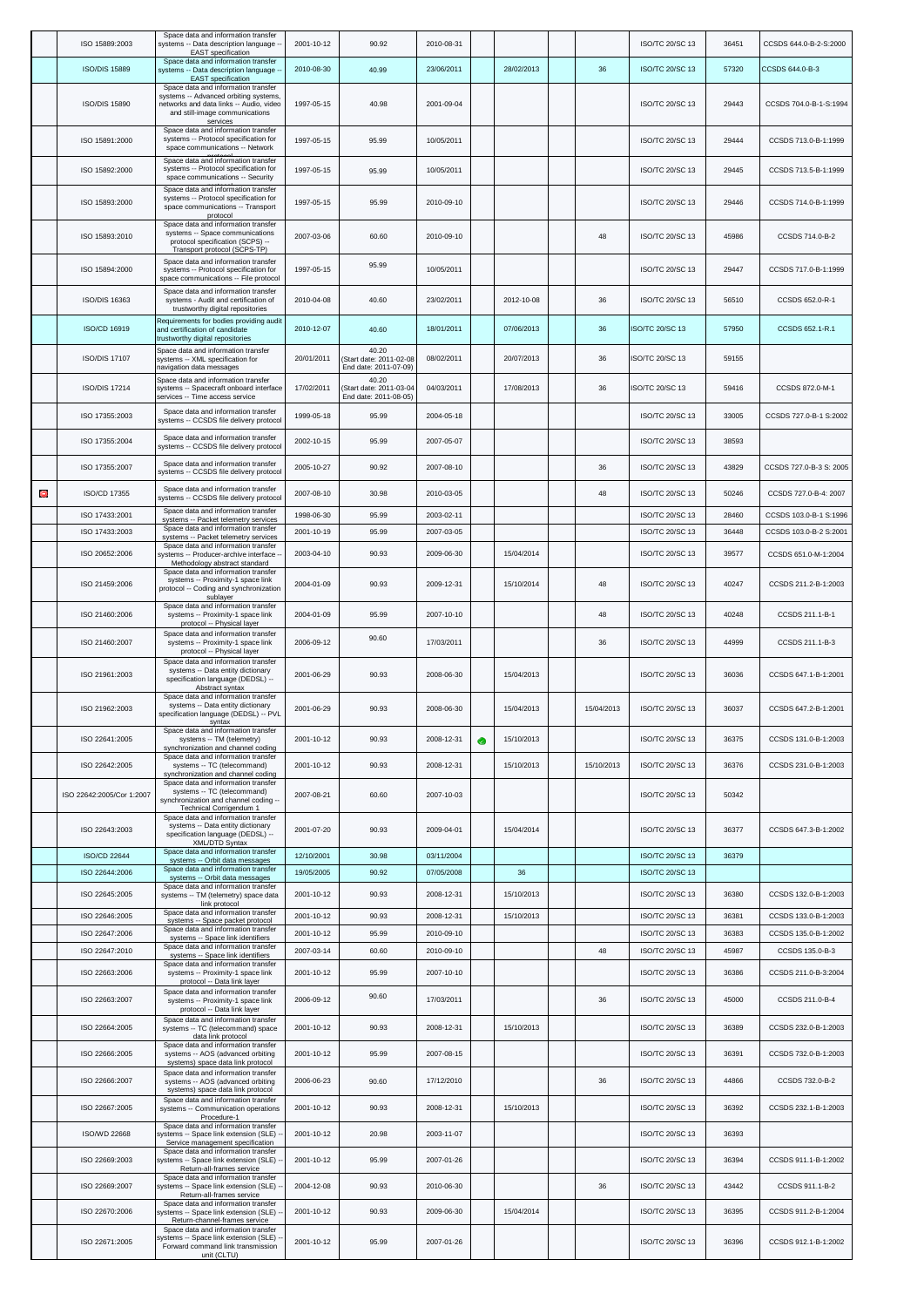|  | ISO 15889:2003 | Space data and information transfer systems -- Data description language -- EAST specification | 2001-10-12 | 90.92 | 2010-08-31 |  |  |  |  | ISO/TC 20/SC 13 | 36451 | CCSDS 644.0-B-2-S:2000 |
|---|---|---|---|---|---|---|---|---|---|---|---|---|
|  | ISO/DIS 15889 | Space data and information transfer systems -- Data description language -- EAST specification | 2010-08-30 | 40.99 | 23/06/2011 |  | 28/02/2013 |  | 36 | ISO/TC 20/SC 13 | 57320 | CCSDS 644.0-B-3 |
|  | ISO/DIS 15890 | Space data and information transfer systems -- Advanced orbiting systems, networks and data links -- Audio, video and still-image communications services | 1997-05-15 | 40.98 | 2001-09-04 |  |  |  |  | ISO/TC 20/SC 13 | 29443 | CCSDS 704.0-B-1-S:1994 |
|  | ISO 15891:2000 | Space data and information transfer systems -- Protocol specification for space communications -- Network protocol | 1997-05-15 | 95.99 | 10/05/2011 |  |  |  |  | ISO/TC 20/SC 13 | 29444 | CCSDS 713.0-B-1:1999 |
|  | ISO 15892:2000 | Space data and information transfer systems -- Protocol specification for space communications -- Security | 1997-05-15 | 95.99 | 10/05/2011 |  |  |  |  | ISO/TC 20/SC 13 | 29445 | CCSDS 713.5-B-1:1999 |
|  | ISO 15893:2000 | Space data and information transfer systems -- Protocol specification for space communications -- Transport protocol | 1997-05-15 | 95.99 | 2010-09-10 |  |  |  |  | ISO/TC 20/SC 13 | 29446 | CCSDS 714.0-B-1:1999 |
|  | ISO 15893:2010 | Space data and information transfer systems -- Space communications protocol specification (SCPS) -- Transport protocol (SCPS-TP) | 2007-03-06 | 60.60 | 2010-09-10 |  |  |  | 48 | ISO/TC 20/SC 13 | 45986 | CCSDS 714.0-B-2 |
|  | ISO 15894:2000 | Space data and information transfer systems -- Protocol specification for space communications -- File protocol | 1997-05-15 | 95.99 | 10/05/2011 |  |  |  |  | ISO/TC 20/SC 13 | 29447 | CCSDS 717.0-B-1:1999 |
|  | ISO/DIS 16363 | Space data and information transfer systems - Audit and certification of trustworthy digital repositories | 2010-04-08 | 40.60 | 23/02/2011 |  | 2012-10-08 |  | 36 | ISO/TC 20/SC 13 | 56510 | CCSDS 652.0-R-1 |
|  | ISO/CD 16919 | Requirements for bodies providing audit and certification of candidate trustworthy digital repositories | 2010-12-07 | 40.60 | 18/01/2011 |  | 07/06/2013 |  | 36 | ISO/TC 20/SC 13 | 57950 | CCSDS 652.1-R.1 |
|  | ISO/DIS 17107 | Space data and information transfer systems -- XML specification for navigation data messages | 20/01/2011 | 40.20 (Start date: 2011-02-08 End date: 2011-07-09) | 08/02/2011 |  | 20/07/2013 |  | 36 | ISO/TC 20/SC 13 | 59155 |  |
|  | ISO/DIS 17214 | Space data and information transfer systems -- Spacecraft onboard interface services -- Time access service | 17/02/2011 | 40.20 (Start date: 2011-03-04 End date: 2011-08-05) | 04/03/2011 |  | 17/08/2013 |  | 36 | ISO/TC 20/SC 13 | 59416 | CCSDS 872.0-M-1 |
|  | ISO 17355:2003 | Space data and information transfer systems -- CCSDS file delivery protocol | 1999-05-18 | 95.99 | 2004-05-18 |  |  |  |  | ISO/TC 20/SC 13 | 33005 | CCSDS 727.0-B-1 S:2002 |
|  | ISO 17355:2004 | Space data and information transfer systems -- CCSDS file delivery protocol | 2002-10-15 | 95.99 | 2007-05-07 |  |  |  |  | ISO/TC 20/SC 13 | 38593 |  |
|  | ISO 17355:2007 | Space data and information transfer systems -- CCSDS file delivery protocol | 2005-10-27 | 90.92 | 2007-08-10 |  |  |  | 36 | ISO/TC 20/SC 13 | 43829 | CCSDS 727.0-B-3 S: 2005 |
|  | ISO/CD 17355 | Space data and information transfer systems -- CCSDS file delivery protocol | 2007-08-10 | 30.98 | 2010-03-05 |  |  |  | 48 | ISO/TC 20/SC 13 | 50246 | CCSDS 727.0-B-4: 2007 |
|  | ISO 17433:2001 | Space data and information transfer systems -- Packet telemetry services | 1998-06-30 | 95.99 | 2003-02-11 |  |  |  |  | ISO/TC 20/SC 13 | 28460 | CCSDS 103.0-B-1 S:1996 |
|  | ISO 17433:2003 | Space data and information transfer systems -- Packet telemetry services | 2001-10-19 | 95.99 | 2007-03-05 |  |  |  |  | ISO/TC 20/SC 13 | 36448 | CCSDS 103.0-B-2 S:2001 |
|  | ISO 20652:2006 | Space data and information transfer systems -- Producer-archive interface -- Methodology abstract standard | 2003-04-10 | 90.93 | 2009-06-30 |  | 15/04/2014 |  |  | ISO/TC 20/SC 13 | 39577 | CCSDS 651.0-M-1:2004 |
|  | ISO 21459:2006 | Space data and information transfer systems -- Proximity-1 space link protocol -- Coding and synchronization sublayer | 2004-01-09 | 90.93 | 2009-12-31 |  | 15/10/2014 |  | 48 | ISO/TC 20/SC 13 | 40247 | CCSDS 211.2-B-1:2003 |
|  | ISO 21460:2006 | Space data and information transfer systems -- Proximity-1 space link protocol -- Physical layer | 2004-01-09 | 95.99 | 2007-10-10 |  |  |  | 48 | ISO/TC 20/SC 13 | 40248 | CCSDS 211.1-B-1 |
|  | ISO 21460:2007 | Space data and information transfer systems -- Proximity-1 space link protocol -- Physical layer | 2006-09-12 | 90.60 | 17/03/2011 |  |  |  | 36 | ISO/TC 20/SC 13 | 44999 | CCSDS 211.1-B-3 |
|  | ISO 21961:2003 | Space data and information transfer systems -- Data entity dictionary specification language (DEDSL) -- Abstract syntax | 2001-06-29 | 90.93 | 2008-06-30 |  | 15/04/2013 |  |  | ISO/TC 20/SC 13 | 36036 | CCSDS 647.1-B-1:2001 |
|  | ISO 21962:2003 | Space data and information transfer systems -- Data entity dictionary specification language (DEDSL) -- PVL syntax | 2001-06-29 | 90.93 | 2008-06-30 |  | 15/04/2013 |  | 15/04/2013 | ISO/TC 20/SC 13 | 36037 | CCSDS 647.2-B-1:2001 |
|  | ISO 22641:2005 | Space data and information transfer systems -- TM (telemetry) synchronization and channel coding | 2001-10-12 | 90.93 | 2008-12-31 |  | 15/10/2013 |  |  | ISO/TC 20/SC 13 | 36375 | CCSDS 131.0-B-1:2003 |
|  | ISO 22642:2005 | Space data and information transfer systems -- TC (telecommand) synchronization and channel coding | 2001-10-12 | 90.93 | 2008-12-31 |  | 15/10/2013 |  | 15/10/2013 | ISO/TC 20/SC 13 | 36376 | CCSDS 231.0-B-1:2003 |
|  | ISO 22642:2005/Cor 1:2007 | Space data and information transfer systems -- TC (telecommand) synchronization and channel coding -- Technical Corrigendum 1 | 2007-08-21 | 60.60 | 2007-10-03 |  |  |  |  | ISO/TC 20/SC 13 | 50342 |  |
|  | ISO 22643:2003 | Space data and information transfer systems -- Data entity dictionary specification language (DEDSL) -- XML/DTD Syntax | 2001-07-20 | 90.93 | 2009-04-01 |  | 15/04/2014 |  |  | ISO/TC 20/SC 13 | 36377 | CCSDS 647.3-B-1:2002 |
|  | ISO/CD 22644 | Space data and information transfer systems -- Orbit data messages | 12/10/2001 | 30.98 | 03/11/2004 |  |  |  |  | ISO/TC 20/SC 13 | 36379 |  |
|  | ISO 22644:2006 | Space data and information transfer systems -- Orbit data messages | 19/05/2005 | 90.92 | 07/05/2008 |  | 36 |  |  | ISO/TC 20/SC 13 |  |  |
|  | ISO 22645:2005 | Space data and information transfer systems -- TM (telemetry) space data link protocol | 2001-10-12 | 90.93 | 2008-12-31 |  | 15/10/2013 |  |  | ISO/TC 20/SC 13 | 36380 | CCSDS 132.0-B-1:2003 |
|  | ISO 22646:2005 | Space data and information transfer systems -- Space packet protocol | 2001-10-12 | 90.93 | 2008-12-31 |  | 15/10/2013 |  |  | ISO/TC 20/SC 13 | 36381 | CCSDS 133.0-B-1:2003 |
|  | ISO 22647:2006 | Space data and information transfer systems -- Space link identifiers | 2001-10-12 | 95.99 | 2010-09-10 |  |  |  |  | ISO/TC 20/SC 13 | 36383 | CCSDS 135.0-B-1:2002 |
|  | ISO 22647:2010 | Space data and information transfer systems -- Space link identifiers | 2007-03-14 | 60.60 | 2010-09-10 |  |  |  | 48 | ISO/TC 20/SC 13 | 45987 | CCSDS 135.0-B-3 |
|  | ISO 22663:2006 | Space data and information transfer systems -- Proximity-1 space link protocol -- Data link layer | 2001-10-12 | 95.99 | 2007-10-10 |  |  |  |  | ISO/TC 20/SC 13 | 36386 | CCSDS 211.0-B-3:2004 |
|  | ISO 22663:2007 | Space data and information transfer systems -- Proximity-1 space link protocol -- Data link layer | 2006-09-12 | 90.60 | 17/03/2011 |  |  |  | 36 | ISO/TC 20/SC 13 | 45000 | CCSDS 211.0-B-4 |
|  | ISO 22664:2005 | Space data and information transfer systems -- TC (telecommand) space data link protocol | 2001-10-12 | 90.93 | 2008-12-31 |  | 15/10/2013 |  |  | ISO/TC 20/SC 13 | 36389 | CCSDS 232.0-B-1:2003 |
|  | ISO 22666:2005 | Space data and information transfer systems -- AOS (advanced orbiting systems) space data link protocol | 2001-10-12 | 95.99 | 2007-08-15 |  |  |  |  | ISO/TC 20/SC 13 | 36391 | CCSDS 732.0-B-1:2003 |
|  | ISO 22666:2007 | Space data and information transfer systems -- AOS (advanced orbiting systems) space data link protocol | 2006-06-23 | 90.60 | 17/12/2010 |  |  |  | 36 | ISO/TC 20/SC 13 | 44866 | CCSDS 732.0-B-2 |
|  | ISO 22667:2005 | Space data and information transfer systems -- Communication operations Procedure-1 | 2001-10-12 | 90.93 | 2008-12-31 |  | 15/10/2013 |  |  | ISO/TC 20/SC 13 | 36392 | CCSDS 232.1-B-1:2003 |
|  | ISO/WD 22668 | Space data and information transfer systems -- Space link extension (SLE) -- Service management specification | 2001-10-12 | 20.98 | 2003-11-07 |  |  |  |  | ISO/TC 20/SC 13 | 36393 |  |
|  | ISO 22669:2003 | Space data and information transfer systems -- Space link extension (SLE) -- Return-all-frames service | 2001-10-12 | 95.99 | 2007-01-26 |  |  |  |  | ISO/TC 20/SC 13 | 36394 | CCSDS 911.1-B-1:2002 |
|  | ISO 22669:2007 | Space data and information transfer systems -- Space link extension (SLE) -- Return-all-frames service | 2004-12-08 | 90.93 | 2010-06-30 |  |  |  | 36 | ISO/TC 20/SC 13 | 43442 | CCSDS 911.1-B-2 |
|  | ISO 22670:2006 | Space data and information transfer systems -- Space link extension (SLE) -- Return-channel-frames service | 2001-10-12 | 90.93 | 2009-06-30 |  | 15/04/2014 |  |  | ISO/TC 20/SC 13 | 36395 | CCSDS 911.2-B-1:2004 |
|  | ISO 22671:2005 | Space data and information transfer systems -- Space link extension (SLE) -- Forward command link transmission unit (CLTU) | 2001-10-12 | 95.99 | 2007-01-26 |  |  |  |  | ISO/TC 20/SC 13 | 36396 | CCSDS 912.1-B-1:2002 |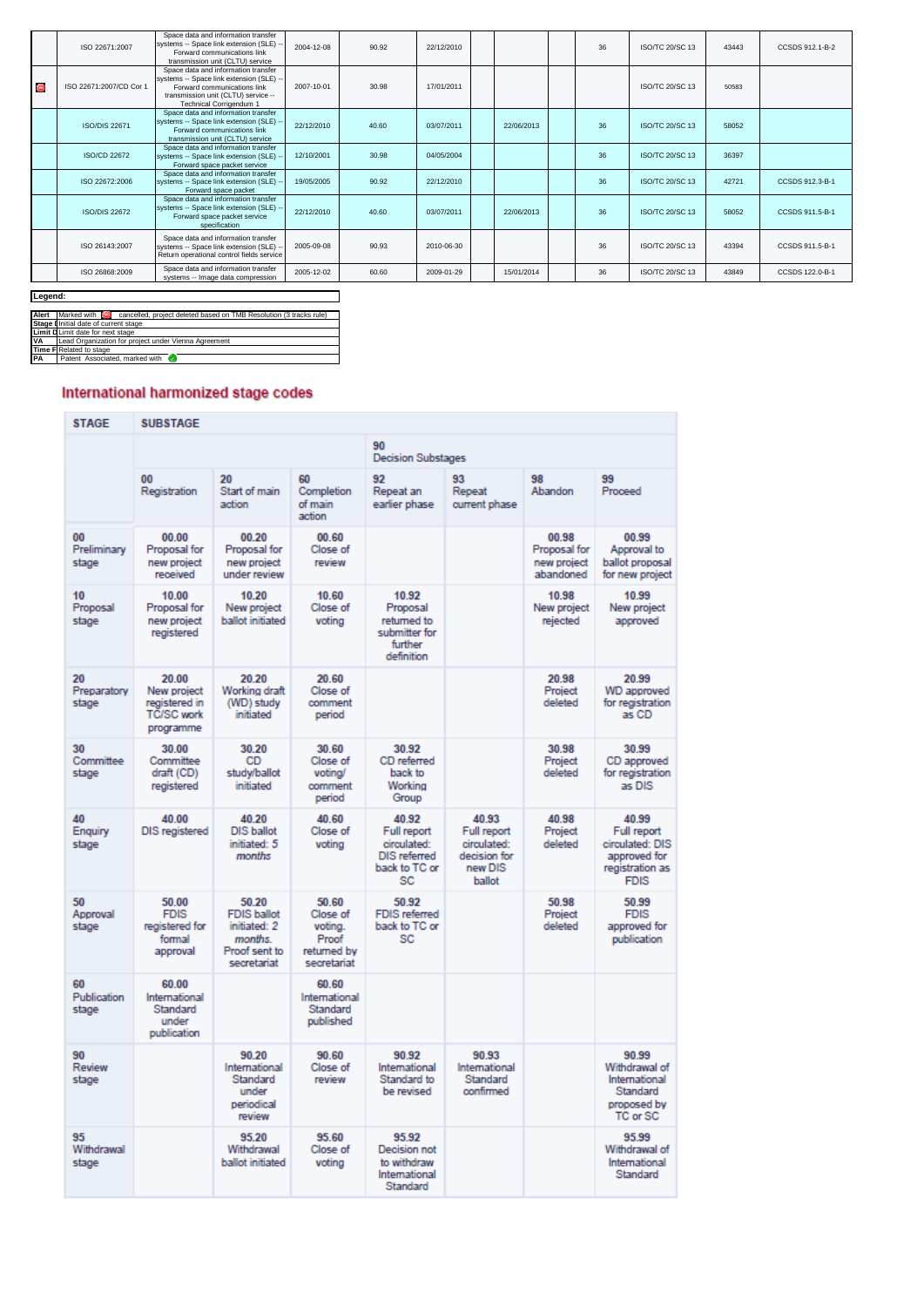| | | | | | | | | | | | | |
|---|---|---|---|---|---|---|---|---|---|---|---|---|
| | ISO 22671:2007 | Space data and information transfer systems -- Space link extension (SLE) -- Forward communications link transmission unit (CLTU) service | 2004-12-08 | 90.92 | 22/12/2010 | | | | 36 | ISO/TC 20/SC 13 | 43443 | CCSDS 912.1-B-2 |
| Alert | ISO 22671:2007/CD Cor 1 | Space data and information transfer systems -- Space link extension (SLE) -- Forward communications link transmission unit (CLTU) service -- Technical Corrigendum 1 | 2007-10-01 | 30.98 | 17/01/2011 | | | | | ISO/TC 20/SC 13 | 50583 | |
| | ISO/DIS 22671 | Space data and information transfer systems -- Space link extension (SLE) -- Forward communications link transmission unit (CLTU) service | 22/12/2010 | 40.60 | 03/07/2011 | | 22/06/2013 | | 36 | ISO/TC 20/SC 13 | 58052 | |
| | ISO/CD 22672 | Space data and information transfer systems -- Space link extension (SLE) -- Forward space packet service | 12/10/2001 | 30.98 | 04/05/2004 | | | | 36 | ISO/TC 20/SC 13 | 36397 | |
| | ISO 22672:2006 | Space data and information transfer systems -- Space link extension (SLE) -- Forward space packet | 19/05/2005 | 90.92 | 22/12/2010 | | | | 36 | ISO/TC 20/SC 13 | 42721 | CCSDS 912.3-B-1 |
| | ISO/DIS 22672 | Space data and information transfer systems -- Space link extension (SLE) -- Forward space packet service specification | 22/12/2010 | 40.60 | 03/07/2011 | | 22/06/2013 | | 36 | ISO/TC 20/SC 13 | 58052 | CCSDS 911.5-B-1 |
| | ISO 26143:2007 | Space data and information transfer systems -- Space link extension (SLE) -- Return operational control fields service | 2005-09-08 | 90.93 | 2010-06-30 | | | | 36 | ISO/TC 20/SC 13 | 43394 | CCSDS 911.5-B-1 |
| | ISO 26868:2009 | Space data and information transfer systems -- Image data compression | 2005-12-02 | 60.60 | 2009-01-29 | | 15/01/2014 | | 36 | ISO/TC 20/SC 13 | 43849 | CCSDS 122.0-B-1 |

**Legend:**

| | |
|---|---|
| Alert | Marked with [icon] cancelled, project deleted based on TMB Resolution (3 tracks rule) |
| Stage D | Initial date of current stage |
| Limit D | Limit date for next stage |
| VA | Lead Organization for project under Vienna Agreement |
| Time F | Related to stage |
| PA | Patent Associated, marked with [icon] |

## International harmonized stage codes

| STAGE | SUBSTAGE | | | | | | |
|---|---|---|---|---|---|---|---|
| | | | | 90 Decision Substages | | | |
| | 00 Registration | 20 Start of main action | 60 Completion of main action | 92 Repeat an earlier phase | 93 Repeat current phase | 98 Abandon | 99 Proceed |
| 00 Preliminary stage | 00.00 Proposal for new project received | 00.20 Proposal for new project under review | 00.60 Close of review | | | 00.98 Proposal for new project abandoned | 00.99 Approval to ballot proposal for new project |
| 10 Proposal stage | 10.00 Proposal for new project registered | 10.20 New project ballot initiated | 10.60 Close of voting | 10.92 Proposal returned to submitter for further definition | | 10.98 New project rejected | 10.99 New project approved |
| 20 Preparatory stage | 20.00 New project registered in TC/SC work programme | 20.20 Working draft (WD) study initiated | 20.60 Close of comment period | | | 20.98 Project deleted | 20.99 WD approved for registration as CD |
| 30 Committee stage | 30.00 Committee draft (CD) registered | 30.20 CD study/ballot initiated | 30.60 Close of voting/ comment period | 30.92 CD referred back to Working Group | | 30.98 Project deleted | 30.99 CD approved for registration as DIS |
| 40 Enquiry stage | 40.00 DIS registered | 40.20 DIS ballot initiated: *5 months* | 40.60 Close of voting | 40.92 Full report circulated: DIS referred back to TC or SC | 40.93 Full report circulated: decision for new DIS ballot | 40.98 Project deleted | 40.99 Full report circulated: DIS approved for registration as FDIS |
| 50 Approval stage | 50.00 FDIS registered for formal approval | 50.20 FDIS ballot initiated: 2 *months.* Proof sent to secretariat | 50.60 Close of voting. Proof returned by secretariat | 50.92 FDIS referred back to TC or SC | | 50.98 Project deleted | 50.99 FDIS approved for publication |
| 60 Publication stage | 60.00 International Standard under publication | | 60.60 International Standard published | | | | |
| 90 Review stage | | 90.20 International Standard under periodical review | 90.60 Close of review | 90.92 International Standard to be revised | 90.93 International Standard confirmed | | 90.99 Withdrawal of International Standard proposed by TC or SC |
| 95 Withdrawal stage | | 95.20 Withdrawal ballot initiated | 95.60 Close of voting | 95.92 Decision not to withdraw International Standard | | | 95.99 Withdrawal of International Standard |